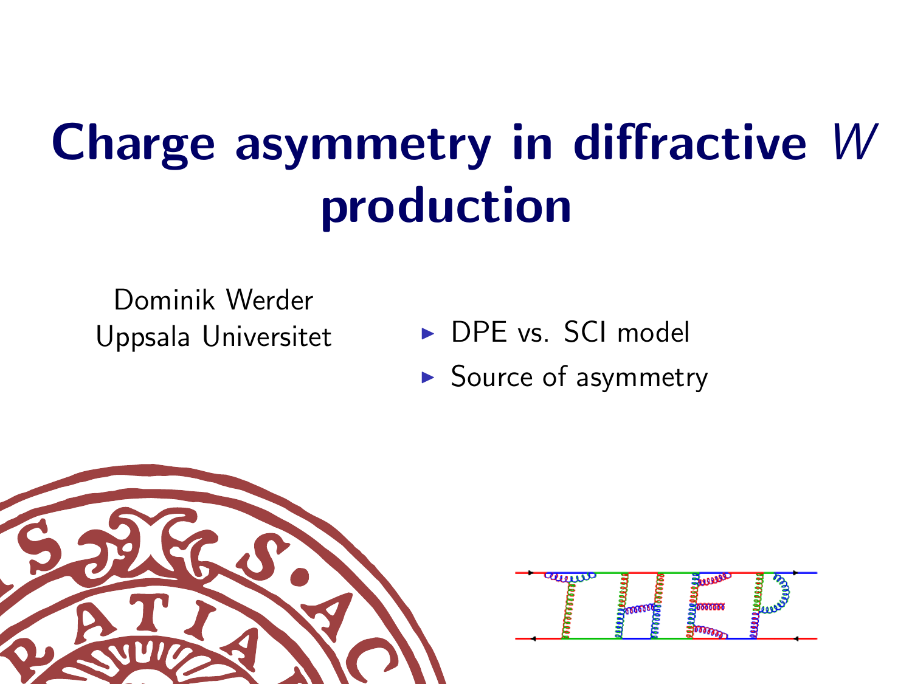# Charge asymmetry in diffractive $W$ production

Dominik Werder
Uppsala Universitet

- DPE vs. SCI model
- Source of asymmetry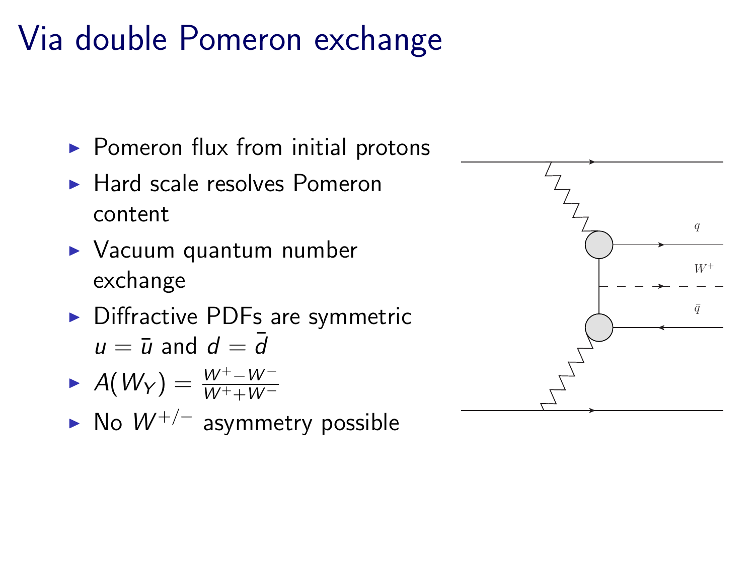# Via double Pomeron exchange

- Pomeron flux from initial protons
- Hard scale resolves Pomeron content
- Vacuum quantum number exchange
- Diffractive PDFs are symmetric $u = \bar{u}$ and $d = \bar{d}$
- $A(W_Y) = \frac{W^+ - W^-}{W^+ + W^-}$
- No $W^{+/-}$ asymmetry possible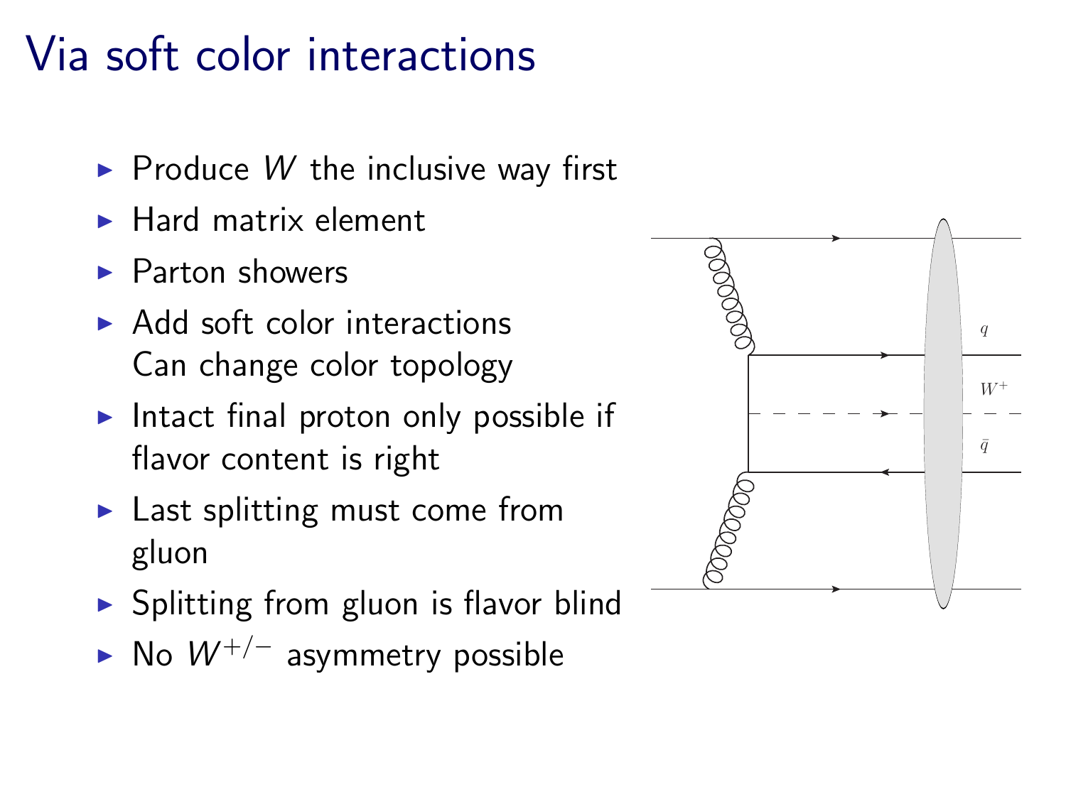# Via soft color interactions

- Produce $W$ the inclusive way first
- Hard matrix element
- Parton showers
- Add soft color interactions
  Can change color topology
- Intact final proton only possible if flavor content is right
- Last splitting must come from gluon
- Splitting from gluon is flavor blind
- No $W^{+/-}$ asymmetry possible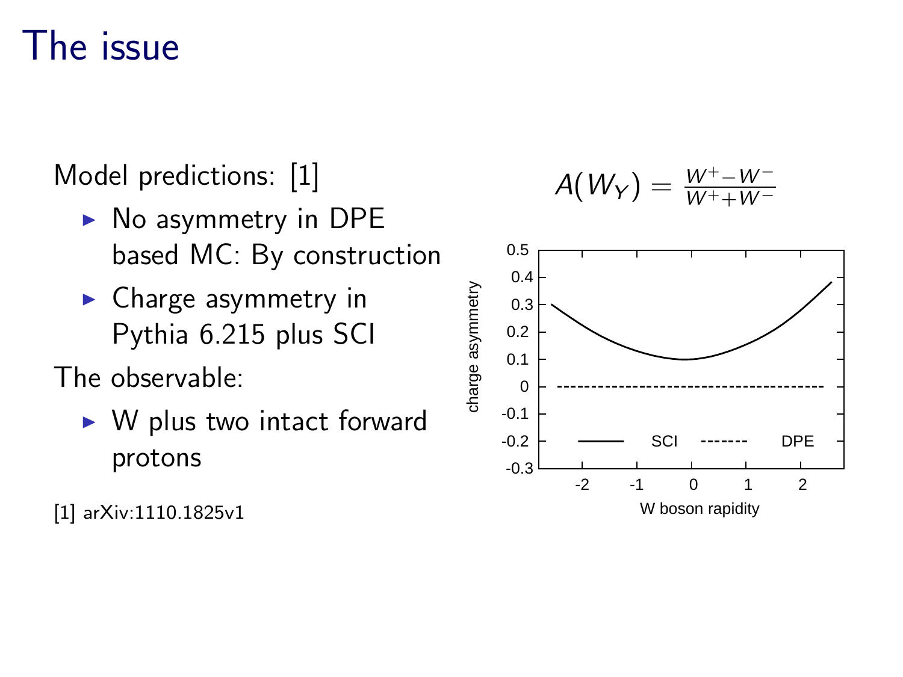# The issue

Model predictions: [1]

- No asymmetry in DPE based MC: By construction
- Charge asymmetry in Pythia 6.215 plus SCI

The observable:

- W plus two intact forward protons

$$A(W_Y) = \frac{W^+ - W^-}{W^+ + W^-}$$

[1] arXiv:1110.1825v1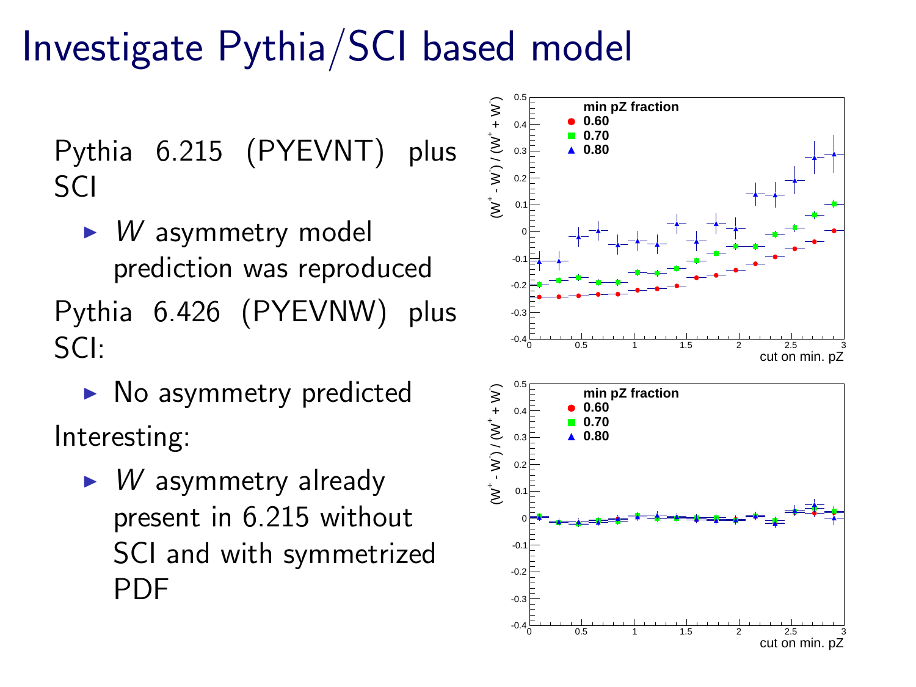# Investigate Pythia/SCI based model

Pythia 6.215 (PYEVNT) plus SCI

- $W$ asymmetry model prediction was reproduced

Pythia 6.426 (PYEVNW) plus SCI:

- No asymmetry predicted

Interesting:

- $W$ asymmetry already present in 6.215 without SCI and with symmetrized PDF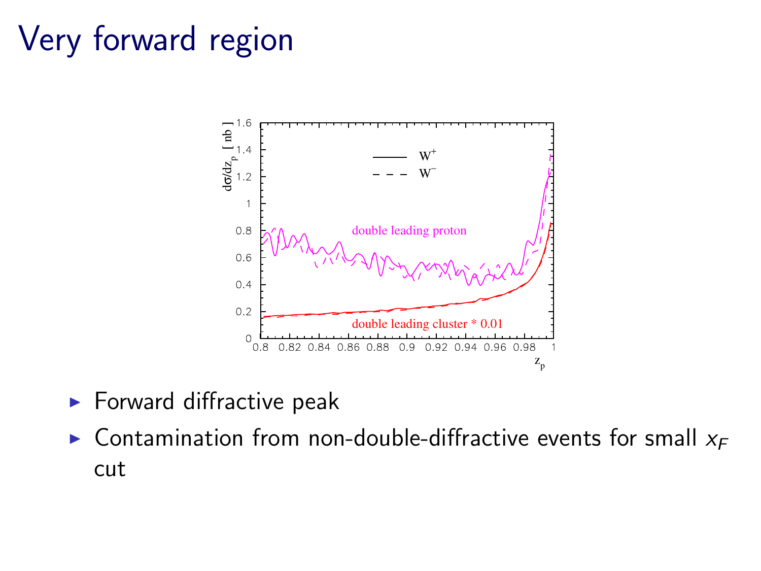# Very forward region

- Forward diffractive peak
- Contamination from non-double-diffractive events for small $x_F$ cut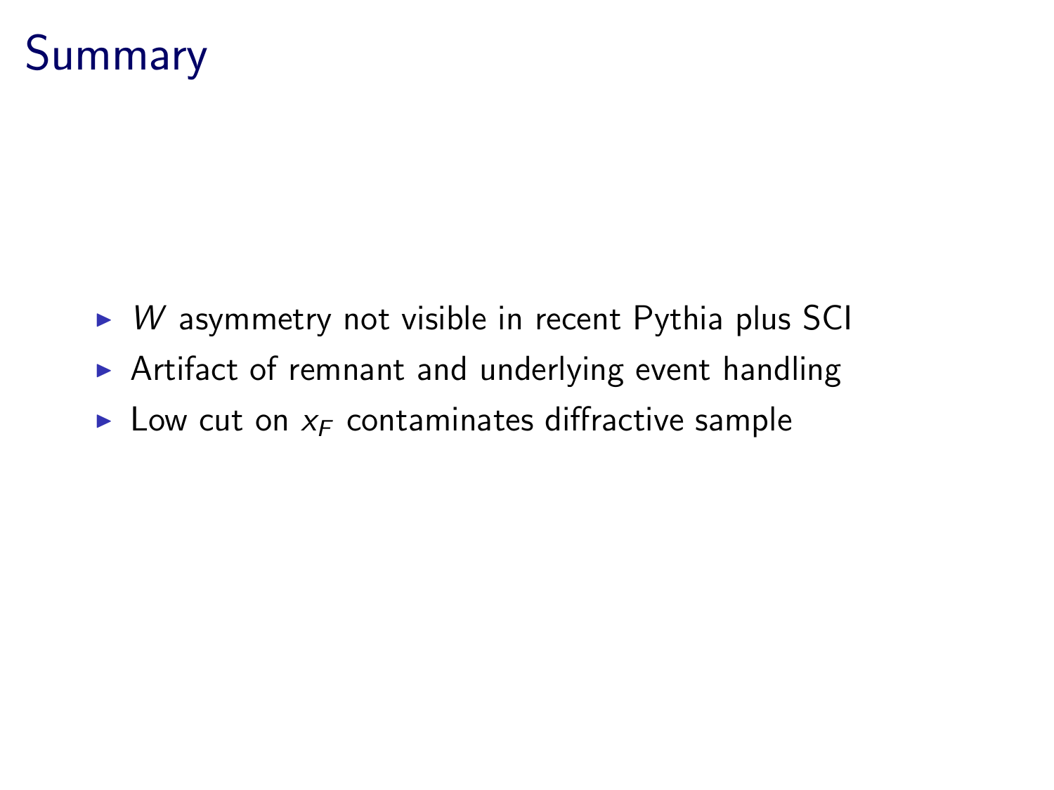# Summary

- $W$ asymmetry not visible in recent Pythia plus SCI
- Artifact of remnant and underlying event handling
- Low cut on $x_F$ contaminates diffractive sample